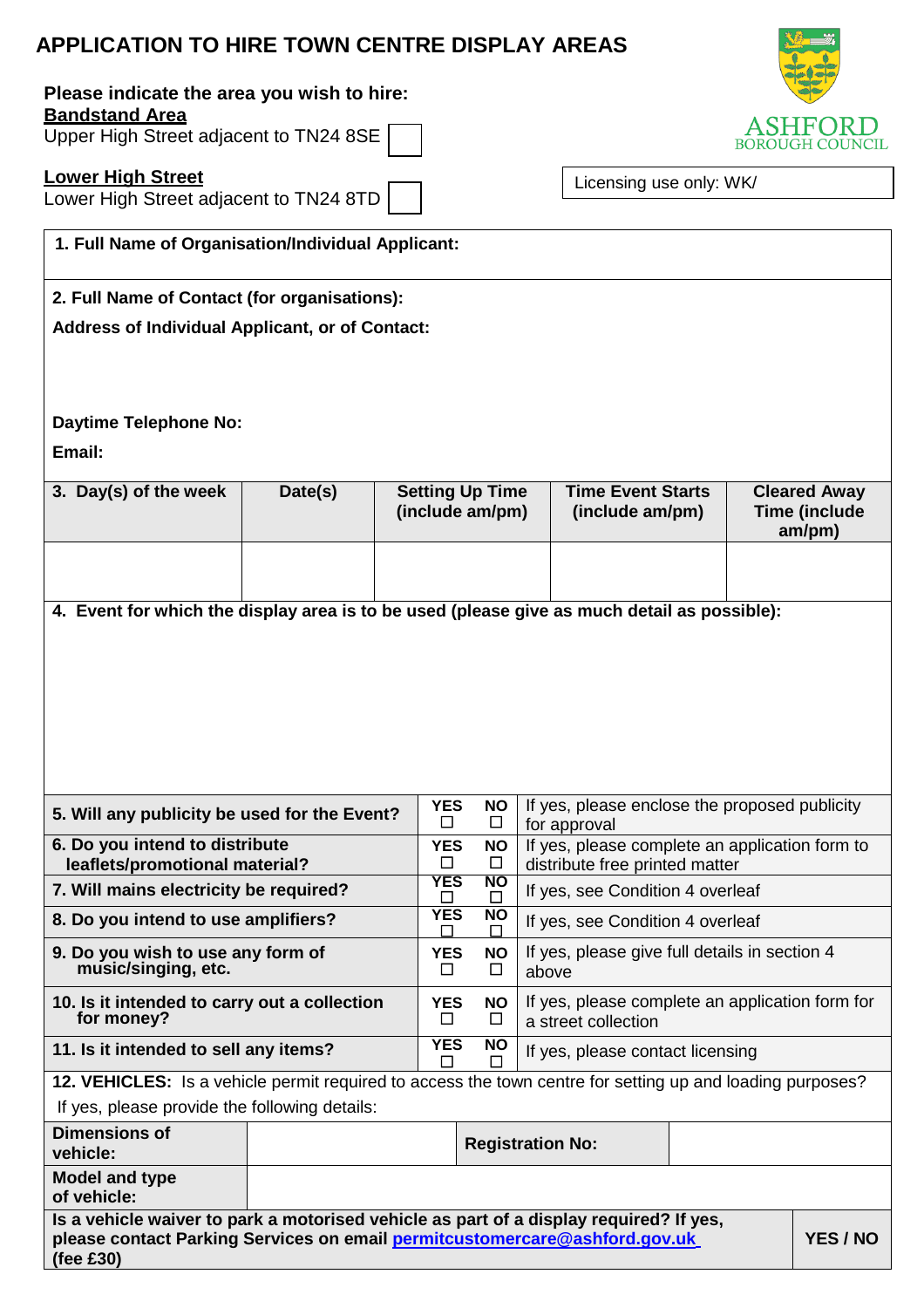# APPLICATION TO HIRE TOWN CENTRE DISPLAY AREAS

ASHFORD BOROUGH COUNCIL

**Please indicate the area you wish to hire:**

**Bandstand Area**
Upper High Street adjacent to TN24 8SE ☐

**Lower High Street**
Lower High Street adjacent to TN24 8TD ☐

Licensing use only: WK/

**1. Full Name of Organisation/Individual Applicant:**

**2. Full Name of Contact (for organisations):**

**Address of Individual Applicant, or of Contact:**

**Daytime Telephone No:**

**Email:**

| 3. Day(s) of the week | Date(s) | Setting Up Time (include am/pm) | Time Event Starts (include am/pm) | Cleared Away Time (include am/pm) |
|---|---|---|---|---|
| | | | | |

**4. Event for which the display area is to be used (please give as much detail as possible):**

| Question | YES | NO | Notes |
|---|---|---|---|
| **5. Will any publicity be used for the Event?** | ☐ | ☐ | If yes, please enclose the proposed publicity for approval |
| **6. Do you intend to distribute leaflets/promotional material?** | ☐ | ☐ | If yes, please complete an application form to distribute free printed matter |
| **7. Will mains electricity be required?** | ☐ | ☐ | If yes, see Condition 4 overleaf |
| **8. Do you intend to use amplifiers?** | ☐ | ☐ | If yes, see Condition 4 overleaf |
| **9. Do you wish to use any form of music/singing, etc.** | ☐ | ☐ | If yes, please give full details in section 4 above |
| **10. Is it intended to carry out a collection for money?** | ☐ | ☐ | If yes, please complete an application form for a street collection |
| **11. Is it intended to sell any items?** | ☐ | ☐ | If yes, please contact licensing |

**12. VEHICLES:** Is a vehicle permit required to access the town centre for setting up and loading purposes?
If yes, please provide the following details:

| **Dimensions of vehicle:** | | **Registration No:** | |
|---|---|---|---|
| **Model and type of vehicle:** | | | |

| **Is a vehicle waiver to park a motorised vehicle as part of a display required? If yes, please contact Parking Services on email permitcustomercare@ashford.gov.uk (fee £30)** | **YES / NO** |
|---|---|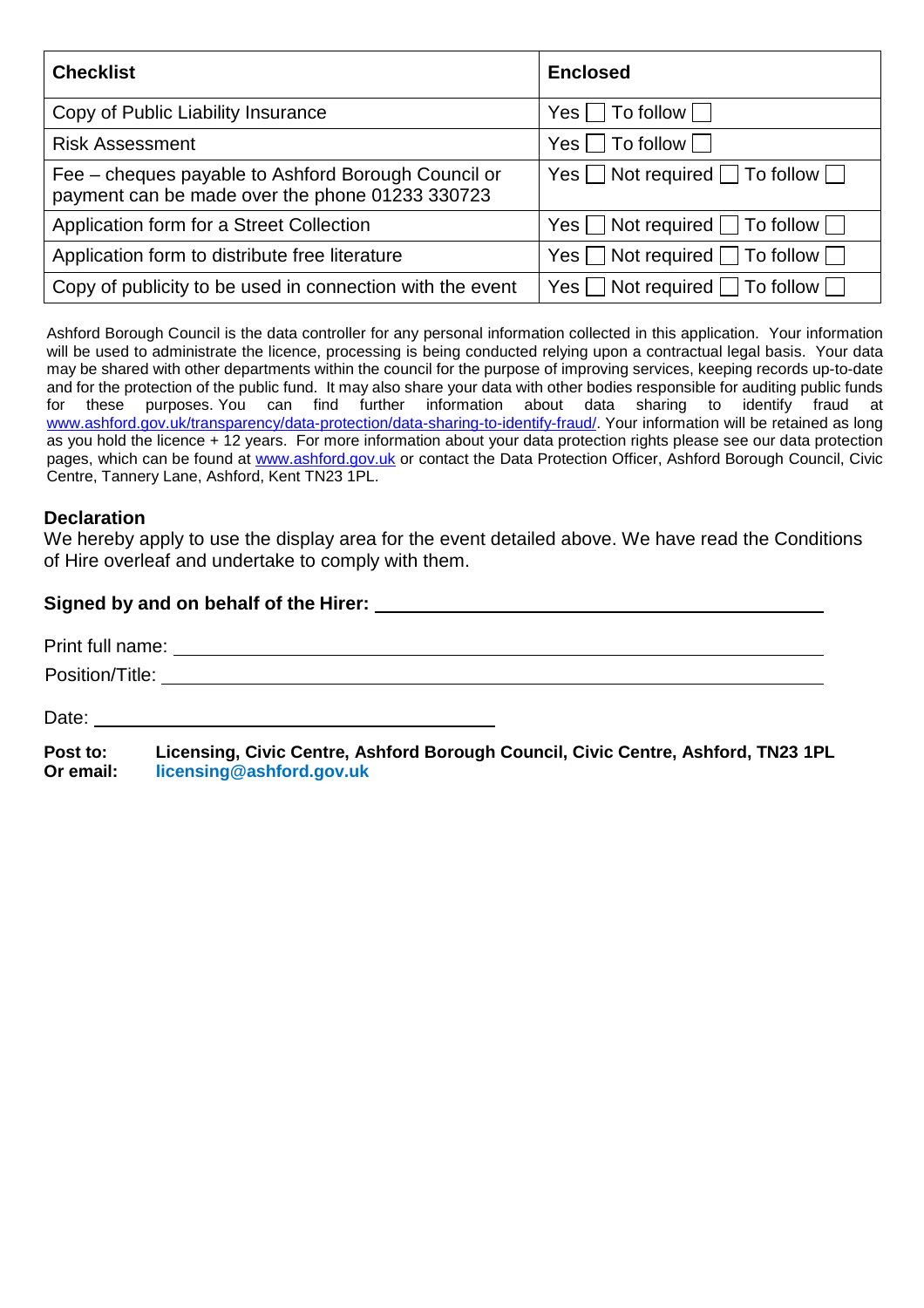| Checklist | Enclosed |
|---|---|
| Copy of Public Liability Insurance | Yes ☐ To follow ☐ |
| Risk Assessment | Yes ☐ To follow ☐ |
| Fee – cheques payable to Ashford Borough Council or payment can be made over the phone 01233 330723 | Yes ☐ Not required ☐ To follow ☐ |
| Application form for a Street Collection | Yes ☐ Not required ☐ To follow ☐ |
| Application form to distribute free literature | Yes ☐ Not required ☐ To follow ☐ |
| Copy of publicity to be used in connection with the event | Yes ☐ Not required ☐ To follow ☐ |

Ashford Borough Council is the data controller for any personal information collected in this application. Your information will be used to administrate the licence, processing is being conducted relying upon a contractual legal basis. Your data may be shared with other departments within the council for the purpose of improving services, keeping records up-to-date and for the protection of the public fund. It may also share your data with other bodies responsible for auditing public funds for these purposes. You can find further information about data sharing to identify fraud at www.ashford.gov.uk/transparency/data-protection/data-sharing-to-identify-fraud/. Your information will be retained as long as you hold the licence + 12 years. For more information about your data protection rights please see our data protection pages, which can be found at www.ashford.gov.uk or contact the Data Protection Officer, Ashford Borough Council, Civic Centre, Tannery Lane, Ashford, Kent TN23 1PL.

**Declaration**

We hereby apply to use the display area for the event detailed above. We have read the Conditions of Hire overleaf and undertake to comply with them.

**Signed by and on behalf of the Hirer:** ______________________________

Print full name: ______________________________

Position/Title: ______________________________

Date: ______________________________

**Post to:** **Licensing, Civic Centre, Ashford Borough Council, Civic Centre, Ashford, TN23 1PL**
**Or email:** **licensing@ashford.gov.uk**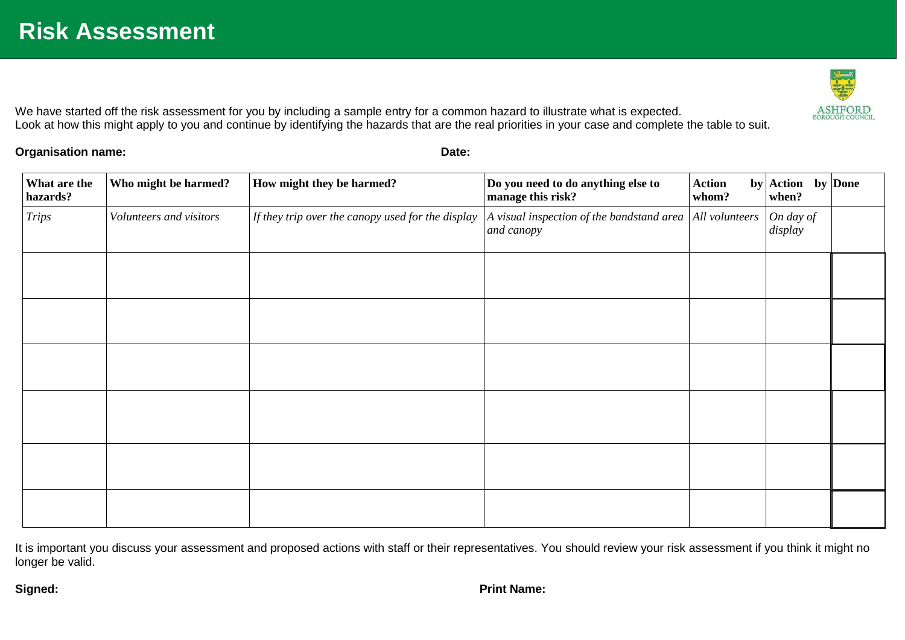# Risk Assessment

We have started off the risk assessment for you by including a sample entry for a common hazard to illustrate what is expected.
Look at how this might apply to you and continue by identifying the hazards that are the real priorities in your case and complete the table to suit.

**Organisation name:** **Date:**

| What are the hazards? | Who might be harmed? | How might they be harmed? | Do you need to do anything else to manage this risk? | Action by whom? | Action by when? | Done |
|---|---|---|---|---|---|---|
| *Trips* | *Volunteers and visitors* | *If they trip over the canopy used for the display* | *A visual inspection of the bandstand area and canopy* | *All volunteers* | *On day of display* | |
| | | | | | | |
| | | | | | | |
| | | | | | | |
| | | | | | | |
| | | | | | | |
| | | | | | | |

It is important you discuss your assessment and proposed actions with staff or their representatives. You should review your risk assessment if you think it might no longer be valid.

**Signed:** **Print Name:**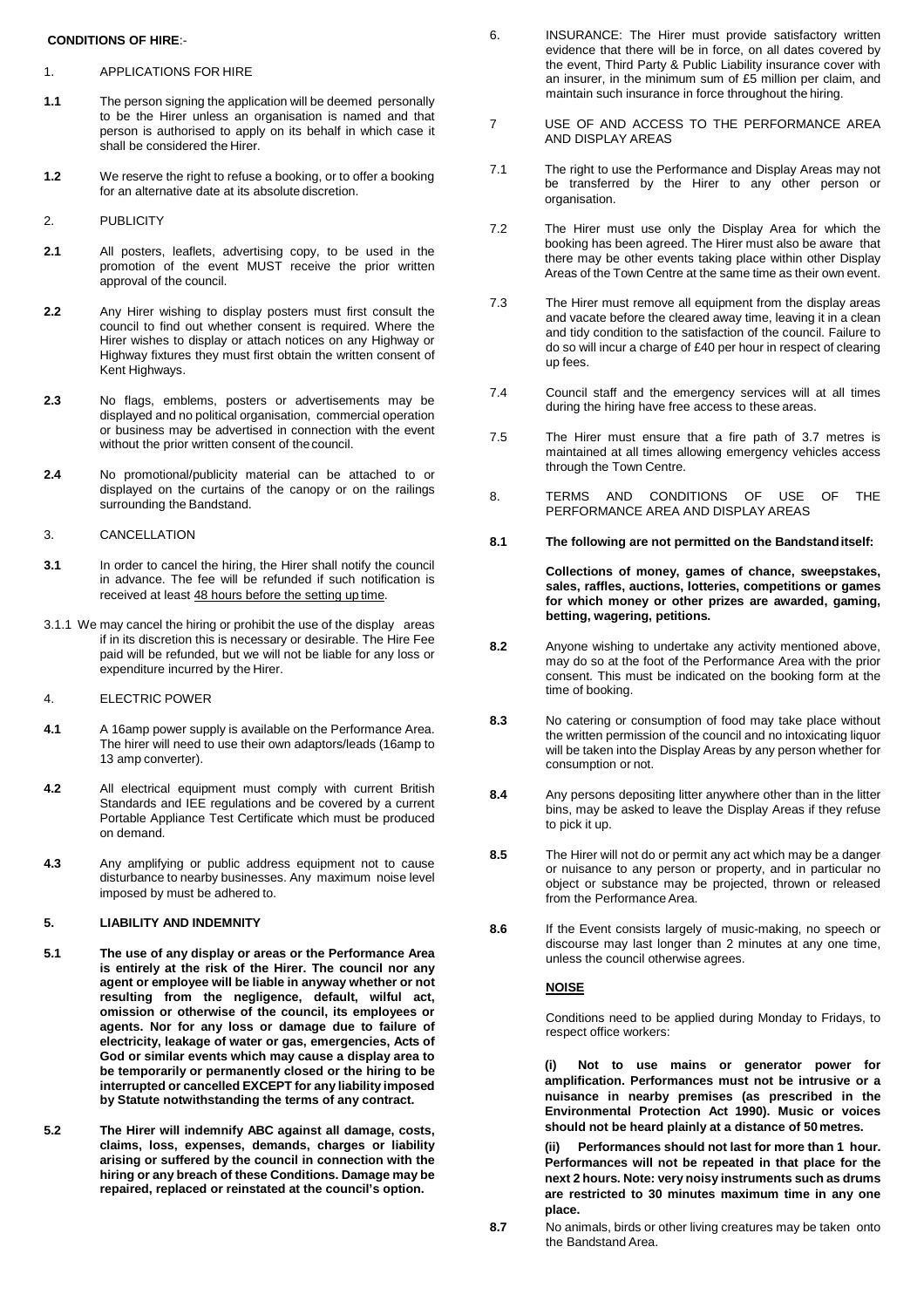**CONDITIONS OF HIRE**:-

1. APPLICATIONS FOR HIRE

**1.1** The person signing the application will be deemed personally to be the Hirer unless an organisation is named and that person is authorised to apply on its behalf in which case it shall be considered the Hirer.

**1.2** We reserve the right to refuse a booking, or to offer a booking for an alternative date at its absolute discretion.

2. PUBLICITY

**2.1** All posters, leaflets, advertising copy, to be used in the promotion of the event MUST receive the prior written approval of the council.

**2.2** Any Hirer wishing to display posters must first consult the council to find out whether consent is required. Where the Hirer wishes to display or attach notices on any Highway or Highway fixtures they must first obtain the written consent of Kent Highways.

**2.3** No flags, emblems, posters or advertisements may be displayed and no political organisation, commercial operation or business may be advertised in connection with the event without the prior written consent of the council.

**2.4** No promotional/publicity material can be attached to or displayed on the curtains of the canopy or on the railings surrounding the Bandstand.

3. CANCELLATION

**3.1** In order to cancel the hiring, the Hirer shall notify the council in advance. The fee will be refunded if such notification is received at least <u>48 hours before the setting up time</u>.

3.1.1 We may cancel the hiring or prohibit the use of the display areas if in its discretion this is necessary or desirable. The Hire Fee paid will be refunded, but we will not be liable for any loss or expenditure incurred by the Hirer.

4. ELECTRIC POWER

**4.1** A 16amp power supply is available on the Performance Area. The hirer will need to use their own adaptors/leads (16amp to 13 amp converter).

**4.2** All electrical equipment must comply with current British Standards and IEE regulations and be covered by a current Portable Appliance Test Certificate which must be produced on demand.

**4.3** Any amplifying or public address equipment not to cause disturbance to nearby businesses. Any maximum noise level imposed by must be adhered to.

**5. LIABILITY AND INDEMNITY**

**5.1 The use of any display or areas or the Performance Area is entirely at the risk of the Hirer. The council nor any agent or employee will be liable in anyway whether or not resulting from the negligence, default, wilful act, omission or otherwise of the council, its employees or agents. Nor for any loss or damage due to failure of electricity, leakage of water or gas, emergencies, Acts of God or similar events which may cause a display area to be temporarily or permanently closed or the hiring to be interrupted or cancelled EXCEPT for any liability imposed by Statute notwithstanding the terms of any contract.**

**5.2 The Hirer will indemnify ABC against all damage, costs, claims, loss, expenses, demands, charges or liability arising or suffered by the council in connection with the hiring or any breach of these Conditions. Damage may be repaired, replaced or reinstated at the council's option.**

6. INSURANCE: The Hirer must provide satisfactory written evidence that there will be in force, on all dates covered by the event, Third Party & Public Liability insurance cover with an insurer, in the minimum sum of £5 million per claim, and maintain such insurance in force throughout the hiring.

7 USE OF AND ACCESS TO THE PERFORMANCE AREA AND DISPLAY AREAS

7.1 The right to use the Performance and Display Areas may not be transferred by the Hirer to any other person or organisation.

7.2 The Hirer must use only the Display Area for which the booking has been agreed. The Hirer must also be aware that there may be other events taking place within other Display Areas of the Town Centre at the same time as their own event.

7.3 The Hirer must remove all equipment from the display areas and vacate before the cleared away time, leaving it in a clean and tidy condition to the satisfaction of the council. Failure to do so will incur a charge of £40 per hour in respect of clearing up fees.

7.4 Council staff and the emergency services will at all times during the hiring have free access to these areas.

7.5 The Hirer must ensure that a fire path of 3.7 metres is maintained at all times allowing emergency vehicles access through the Town Centre.

8. TERMS AND CONDITIONS OF USE OF THE PERFORMANCE AREA AND DISPLAY AREAS

**8.1 The following are not permitted on the Bandstand itself:**

**Collections of money, games of chance, sweepstakes, sales, raffles, auctions, lotteries, competitions or games for which money or other prizes are awarded, gaming, betting, wagering, petitions.**

**8.2** Anyone wishing to undertake any activity mentioned above, may do so at the foot of the Performance Area with the prior consent. This must be indicated on the booking form at the time of booking.

**8.3** No catering or consumption of food may take place without the written permission of the council and no intoxicating liquor will be taken into the Display Areas by any person whether for consumption or not.

**8.4** Any persons depositing litter anywhere other than in the litter bins, may be asked to leave the Display Areas if they refuse to pick it up.

**8.5** The Hirer will not do or permit any act which may be a danger or nuisance to any person or property, and in particular no object or substance may be projected, thrown or released from the Performance Area.

**8.6** If the Event consists largely of music-making, no speech or discourse may last longer than 2 minutes at any one time, unless the council otherwise agrees.

**<u>NOISE</u>**

Conditions need to be applied during Monday to Fridays, to respect office workers:

**(i) Not to use mains or generator power for amplification. Performances must not be intrusive or a nuisance in nearby premises (as prescribed in the Environmental Protection Act 1990). Music or voices should not be heard plainly at a distance of 50 metres.**

**(ii) Performances should not last for more than 1 hour. Performances will not be repeated in that place for the next 2 hours. Note: very noisy instruments such as drums are restricted to 30 minutes maximum time in any one place.**

**8.7** No animals, birds or other living creatures may be taken onto the Bandstand Area.